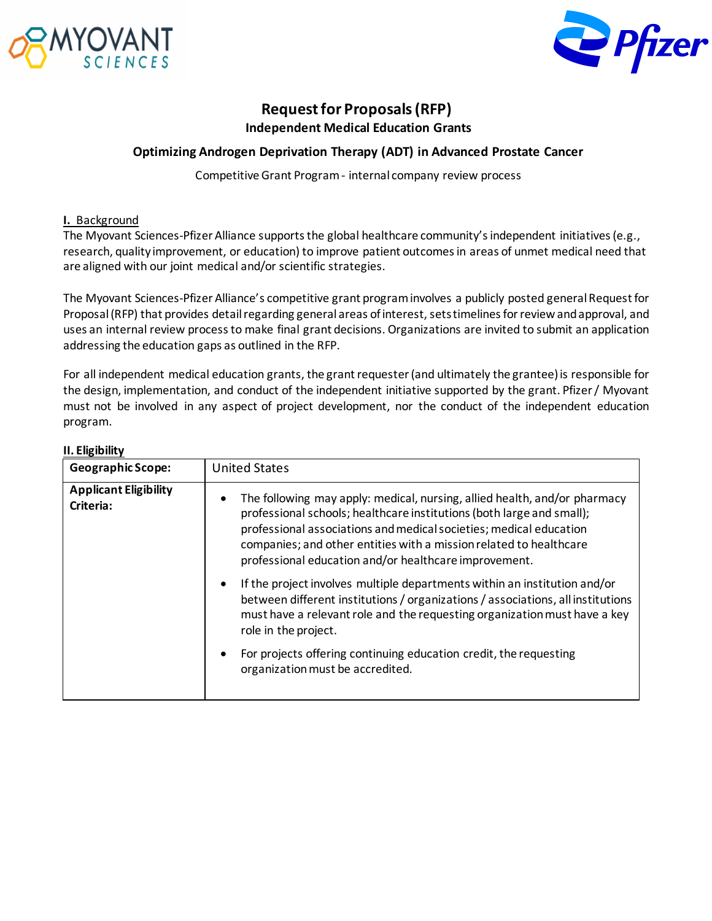# Request for Proposals (RFP)

## Independent Medical Education Grants

### Optimizing Androgen Deprivation Therapy (ADT) in Advanced Prostate Cancer

Competitive Grant Program - internal company review process

**I. Background**

The Myovant Sciences-Pfizer Alliance supports the global healthcare community's independent initiatives (e.g., research, quality improvement, or education) to improve patient outcomes in areas of unmet medical need that are aligned with our joint medical and/or scientific strategies.

The Myovant Sciences-Pfizer Alliance's competitive grant program involves a publicly posted general Request for Proposal (RFP) that provides detail regarding general areas of interest, sets timelines for review and approval, and uses an internal review process to make final grant decisions. Organizations are invited to submit an application addressing the education gaps as outlined in the RFP.

For all independent medical education grants, the grant requester (and ultimately the grantee) is responsible for the design, implementation, and conduct of the independent initiative supported by the grant. Pfizer / Myovant must not be involved in any aspect of project development, nor the conduct of the independent education program.

**II. Eligibility**

| **Geographic Scope:** | United States |
|---|---|
| **Applicant Eligibility Criteria:** | • The following may apply: medical, nursing, allied health, and/or pharmacy professional schools; healthcare institutions (both large and small); professional associations and medical societies; medical education companies; and other entities with a mission related to healthcare professional education and/or healthcare improvement.<br>• If the project involves multiple departments within an institution and/or between different institutions / organizations / associations, all institutions must have a relevant role and the requesting organization must have a key role in the project.<br>• For projects offering continuing education credit, the requesting organization must be accredited. |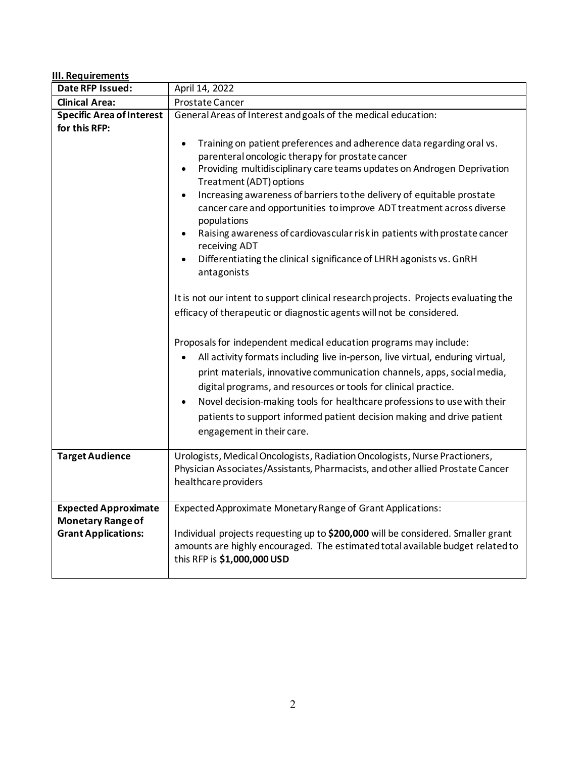**III. Requirements**

| **Date RFP Issued:** | April 14, 2022 |
|---|---|
| **Clinical Area:** | Prostate Cancer |
| **Specific Area of Interest for this RFP:** | General Areas of Interest and goals of the medical education:<br><br>• Training on patient preferences and adherence data regarding oral vs. parenteral oncologic therapy for prostate cancer<br>• Providing multidisciplinary care teams updates on Androgen Deprivation Treatment (ADT) options<br>• Increasing awareness of barriers to the delivery of equitable prostate cancer care and opportunities to improve ADT treatment across diverse populations<br>• Raising awareness of cardiovascular risk in patients with prostate cancer receiving ADT<br>• Differentiating the clinical significance of LHRH agonists vs. GnRH antagonists<br><br>It is not our intent to support clinical research projects. Projects evaluating the efficacy of therapeutic or diagnostic agents will not be considered.<br><br>Proposals for independent medical education programs may include:<br>• All activity formats including live in-person, live virtual, enduring virtual, print materials, innovative communication channels, apps, social media, digital programs, and resources or tools for clinical practice.<br>• Novel decision-making tools for healthcare professions to use with their patients to support informed patient decision making and drive patient engagement in their care. |
| **Target Audience** | Urologists, Medical Oncologists, Radiation Oncologists, Nurse Practioners, Physician Associates/Assistants, Pharmacists, and other allied Prostate Cancer healthcare providers |
| **Expected Approximate Monetary Range of Grant Applications:** | Expected Approximate Monetary Range of Grant Applications:<br><br>Individual projects requesting up to **$200,000** will be considered. Smaller grant amounts are highly encouraged. The estimated total available budget related to this RFP is **$1,000,000 USD** |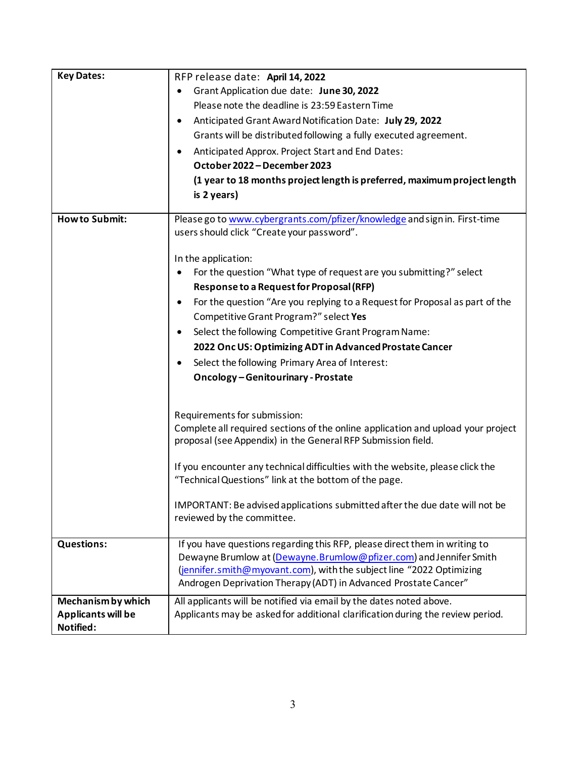| | |
|---|---|
| **Key Dates:** | RFP release date: **April 14, 2022**<br>• Grant Application due date: **June 30, 2022**<br>Please note the deadline is 23:59 Eastern Time<br>• Anticipated Grant Award Notification Date: **July 29, 2022**<br>Grants will be distributed following a fully executed agreement.<br>• Anticipated Approx. Project Start and End Dates:<br>**October 2022 – December 2023**<br>**(1 year to 18 months project length is preferred, maximum project length is 2 years)** |
| **How to Submit:** | Please go to [www.cybergrants.com/pfizer/knowledge](www.cybergrants.com/pfizer/knowledge) and sign in. First-time users should click "Create your password".<br><br>In the application:<br>• For the question "What type of request are you submitting?" select **Response to a Request for Proposal (RFP)**<br>• For the question "Are you replying to a Request for Proposal as part of the Competitive Grant Program?" select **Yes**<br>• Select the following Competitive Grant Program Name: **2022 Onc US: Optimizing ADT in Advanced Prostate Cancer**<br>• Select the following Primary Area of Interest: **Oncology – Genitourinary - Prostate**<br><br>Requirements for submission:<br>Complete all required sections of the online application and upload your project proposal (see Appendix) in the General RFP Submission field.<br><br>If you encounter any technical difficulties with the website, please click the "Technical Questions" link at the bottom of the page.<br><br>IMPORTANT: Be advised applications submitted after the due date will not be reviewed by the committee. |
| **Questions:** | If you have questions regarding this RFP, please direct them in writing to Dewayne Brumlow at (Dewayne.Brumlow@pfizer.com) and Jennifer Smith (jennifer.smith@myovant.com), with the subject line "2022 Optimizing Androgen Deprivation Therapy (ADT) in Advanced Prostate Cancer" |
| **Mechanism by which Applicants will be Notified:** | All applicants will be notified via email by the dates noted above.<br>Applicants may be asked for additional clarification during the review period. |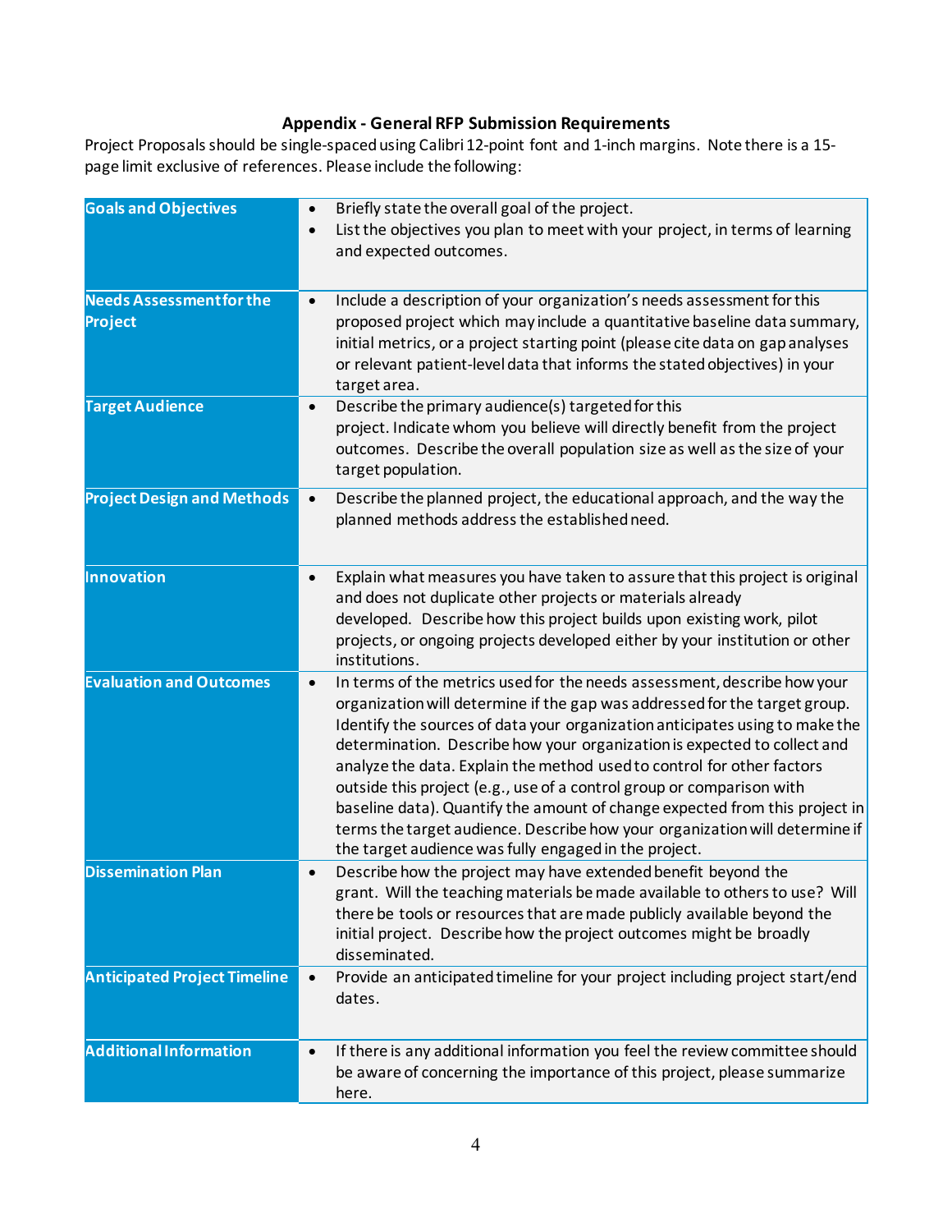## Appendix - General RFP Submission Requirements

Project Proposals should be single-spaced using Calibri 12-point font and 1-inch margins. Note there is a 15-page limit exclusive of references. Please include the following:

| | |
|---|---|
| **Goals and Objectives** | • Briefly state the overall goal of the project.<br>• List the objectives you plan to meet with your project, in terms of learning and expected outcomes. |
| **Needs Assessment for the Project** | • Include a description of your organization's needs assessment for this proposed project which may include a quantitative baseline data summary, initial metrics, or a project starting point (please cite data on gap analyses or relevant patient-level data that informs the stated objectives) in your target area. |
| **Target Audience** | • Describe the primary audience(s) targeted for this project. Indicate whom you believe will directly benefit from the project outcomes. Describe the overall population size as well as the size of your target population. |
| **Project Design and Methods** | • Describe the planned project, the educational approach, and the way the planned methods address the established need. |
| **Innovation** | • Explain what measures you have taken to assure that this project is original and does not duplicate other projects or materials already developed. Describe how this project builds upon existing work, pilot projects, or ongoing projects developed either by your institution or other institutions. |
| **Evaluation and Outcomes** | • In terms of the metrics used for the needs assessment, describe how your organization will determine if the gap was addressed for the target group. Identify the sources of data your organization anticipates using to make the determination. Describe how your organization is expected to collect and analyze the data. Explain the method used to control for other factors outside this project (e.g., use of a control group or comparison with baseline data). Quantify the amount of change expected from this project in terms the target audience. Describe how your organization will determine if the target audience was fully engaged in the project. |
| **Dissemination Plan** | • Describe how the project may have extended benefit beyond the grant. Will the teaching materials be made available to others to use? Will there be tools or resources that are made publicly available beyond the initial project. Describe how the project outcomes might be broadly disseminated. |
| **Anticipated Project Timeline** | • Provide an anticipated timeline for your project including project start/end dates. |
| **Additional Information** | • If there is any additional information you feel the review committee should be aware of concerning the importance of this project, please summarize here. |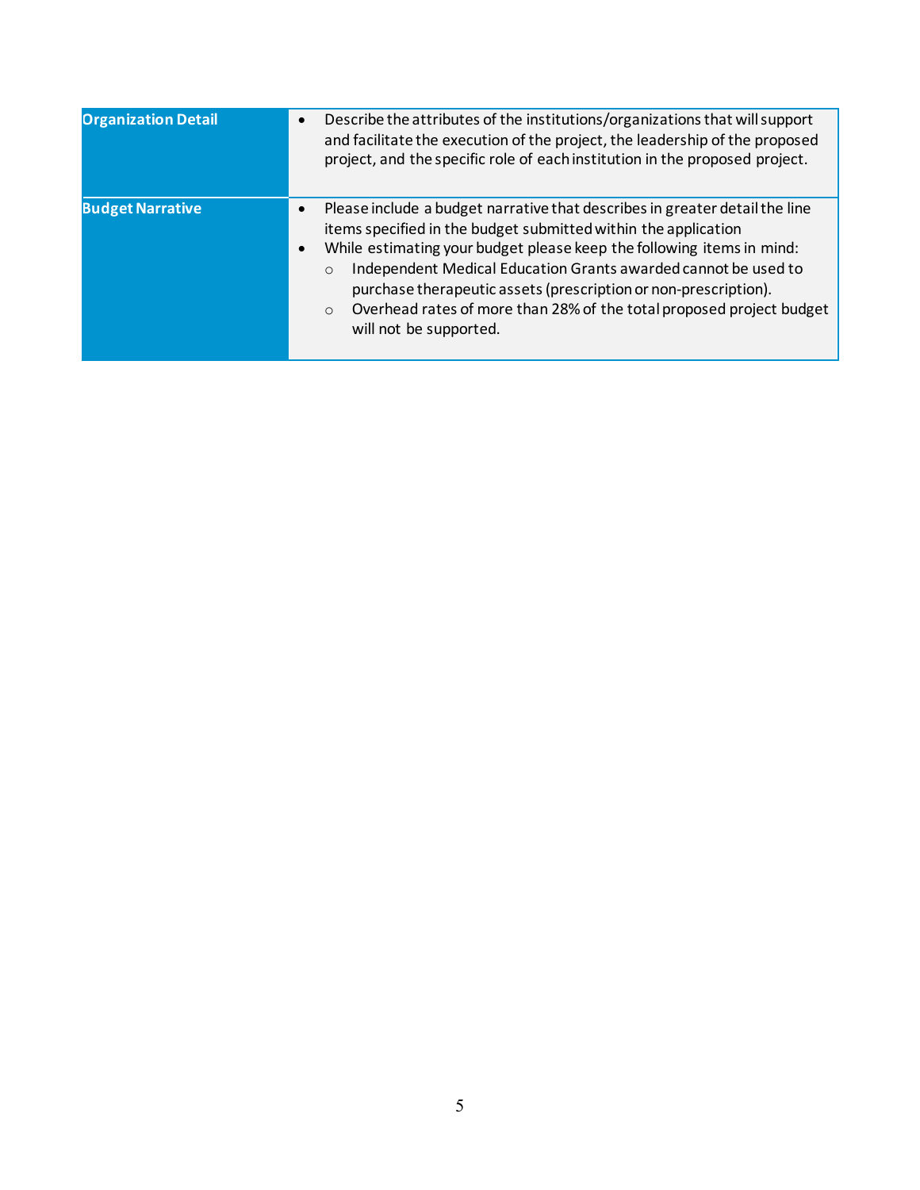| | |
|---|---|
| **Organization Detail** | • Describe the attributes of the institutions/organizations that will support and facilitate the execution of the project, the leadership of the proposed project, and the specific role of each institution in the proposed project. |
| **Budget Narrative** | • Please include a budget narrative that describes in greater detail the line items specified in the budget submitted within the application<br>• While estimating your budget please keep the following items in mind:<br>  ○ Independent Medical Education Grants awarded cannot be used to purchase therapeutic assets (prescription or non-prescription).<br>  ○ Overhead rates of more than 28% of the total proposed project budget will not be supported. |